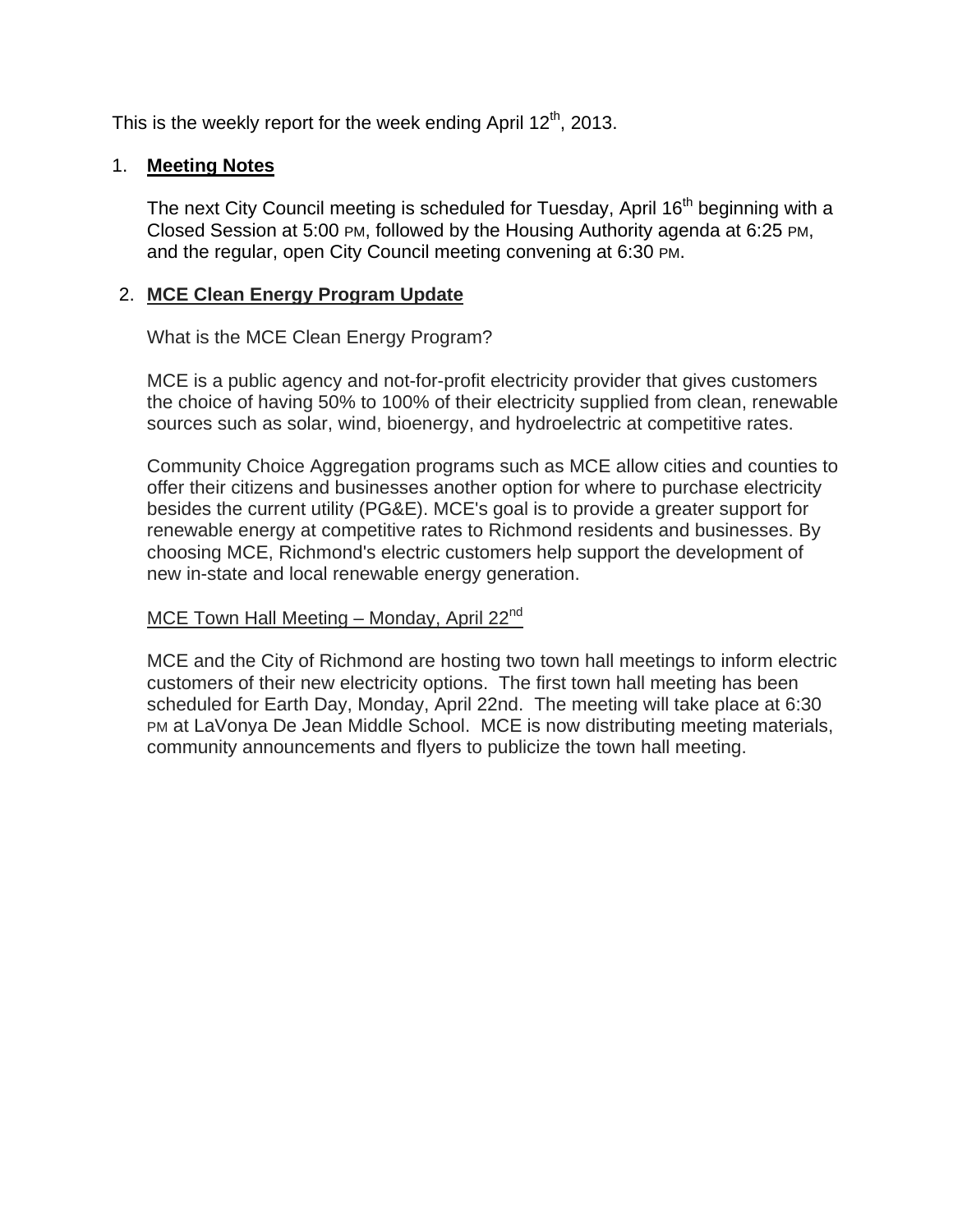This is the weekly report for the week ending April 12th, 2013.

1. **Meeting Notes**

   The next City Council meeting is scheduled for Tuesday, April 16th beginning with a Closed Session at 5:00 PM, followed by the Housing Authority agenda at 6:25 PM, and the regular, open City Council meeting convening at 6:30 PM.

2. **MCE Clean Energy Program Update**

   What is the MCE Clean Energy Program?

   MCE is a public agency and not-for-profit electricity provider that gives customers the choice of having 50% to 100% of their electricity supplied from clean, renewable sources such as solar, wind, bioenergy, and hydroelectric at competitive rates.

   Community Choice Aggregation programs such as MCE allow cities and counties to offer their citizens and businesses another option for where to purchase electricity besides the current utility (PG&E). MCE's goal is to provide a greater support for renewable energy at competitive rates to Richmond residents and businesses. By choosing MCE, Richmond's electric customers help support the development of new in-state and local renewable energy generation.

   MCE Town Hall Meeting – Monday, April 22nd

   MCE and the City of Richmond are hosting two town hall meetings to inform electric customers of their new electricity options. The first town hall meeting has been scheduled for Earth Day, Monday, April 22nd. The meeting will take place at 6:30 PM at LaVonya De Jean Middle School. MCE is now distributing meeting materials, community announcements and flyers to publicize the town hall meeting.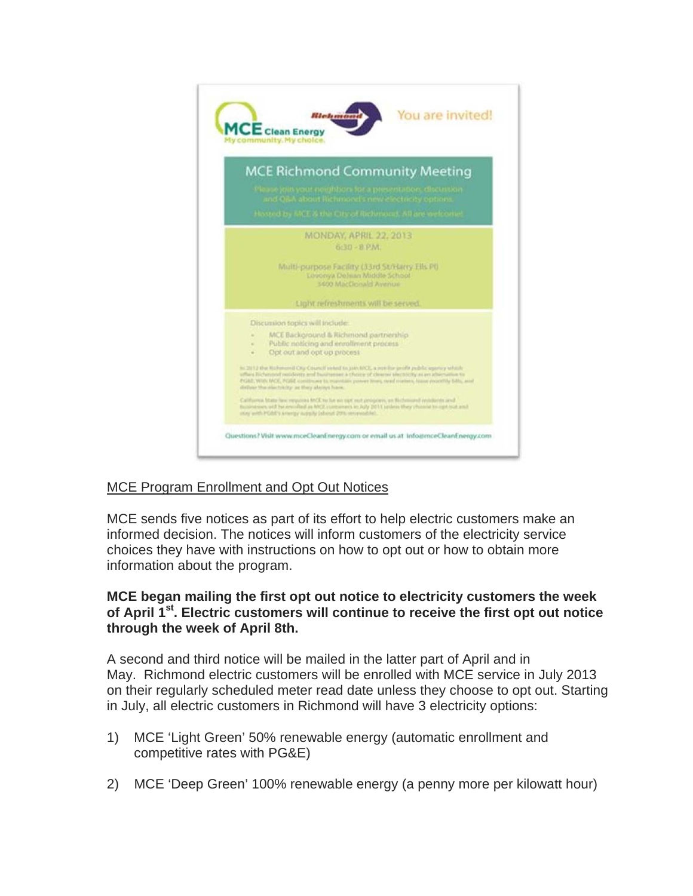MCE Clean Energy
My community. My choice.

Richmond

You are invited!

## MCE Richmond Community Meeting

Please join your neighbors for a presentation, discussion and Q&A about Richmond's new electricity options.

Hosted by MCE & the City of Richmond. All are welcome!

MONDAY, APRIL 22, 2013
6:30 - 8 P.M.

Multi-purpose Facility (33rd St/Harry Ells Pl)
Lovonya DeJean Middle School
3400 MacDonald Avenue

Light refreshments will be served.

Discussion topics will include:

- MCE Background & Richmond partnership
- Public noticing and enrollment process
- Opt out and opt up process

In 2012 the Richmond City Council voted to join MCE, a not-for-profit public agency which offers Richmond residents and businesses a choice of cleaner electricity as an alternative to PG&E. With MCE, PG&E continues to maintain power lines, read meters, issue monthly bills, and deliver the electricity as they always have.

California State law requires MCE to be an opt out program, so Richmond residents and businesses will be enrolled as MCE customers in July 2013 unless they choose to opt out and stay with PG&E's energy supply (about 20% renewable).

Questions? Visit www.mceCleanEnergy.com or email us at info@mceCleanEnergy.com

MCE Program Enrollment and Opt Out Notices

MCE sends five notices as part of its effort to help electric customers make an informed decision. The notices will inform customers of the electricity service choices they have with instructions on how to opt out or how to obtain more information about the program.

**MCE began mailing the first opt out notice to electricity customers the week of April 1st. Electric customers will continue to receive the first opt out notice through the week of April 8th.**

A second and third notice will be mailed in the latter part of April and in May. Richmond electric customers will be enrolled with MCE service in July 2013 on their regularly scheduled meter read date unless they choose to opt out. Starting in July, all electric customers in Richmond will have 3 electricity options:

1) MCE 'Light Green' 50% renewable energy (automatic enrollment and competitive rates with PG&E)

2) MCE 'Deep Green' 100% renewable energy (a penny more per kilowatt hour)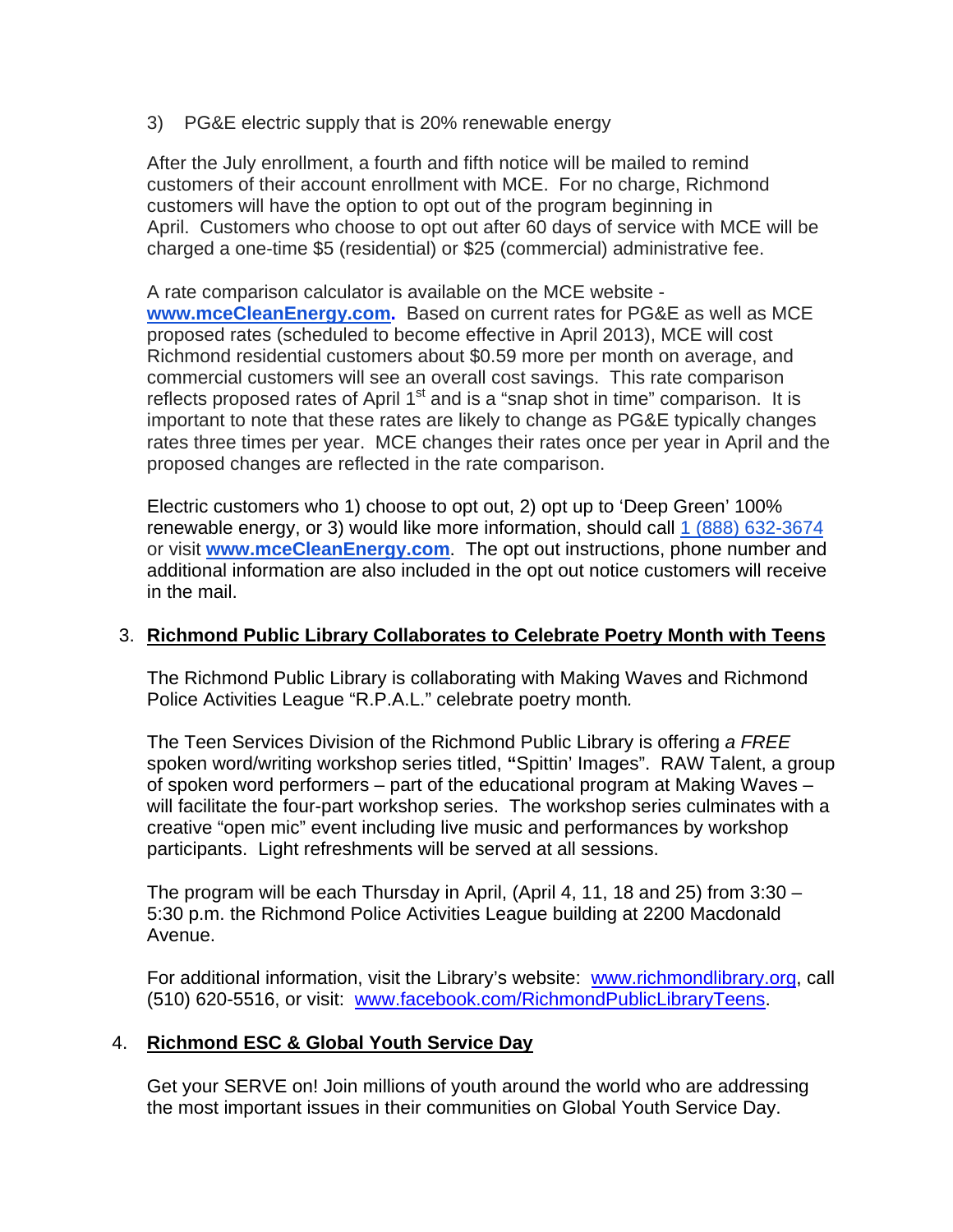3) PG&E electric supply that is 20% renewable energy

After the July enrollment, a fourth and fifth notice will be mailed to remind customers of their account enrollment with MCE. For no charge, Richmond customers will have the option to opt out of the program beginning in April. Customers who choose to opt out after 60 days of service with MCE will be charged a one-time $5 (residential) or $25 (commercial) administrative fee.

A rate comparison calculator is available on the MCE website - **www.mceCleanEnergy.com.** Based on current rates for PG&E as well as MCE proposed rates (scheduled to become effective in April 2013), MCE will cost Richmond residential customers about $0.59 more per month on average, and commercial customers will see an overall cost savings. This rate comparison reflects proposed rates of April 1st and is a "snap shot in time" comparison. It is important to note that these rates are likely to change as PG&E typically changes rates three times per year. MCE changes their rates once per year in April and the proposed changes are reflected in the rate comparison.

Electric customers who 1) choose to opt out, 2) opt up to 'Deep Green' 100% renewable energy, or 3) would like more information, should call 1 (888) 632-3674 or visit **www.mceCleanEnergy.com**. The opt out instructions, phone number and additional information are also included in the opt out notice customers will receive in the mail.

## 3. Richmond Public Library Collaborates to Celebrate Poetry Month with Teens

The Richmond Public Library is collaborating with Making Waves and Richmond Police Activities League "R.P.A.L." celebrate poetry month.

The Teen Services Division of the Richmond Public Library is offering *a FREE* spoken word/writing workshop series titled, **"**Spittin' Images". RAW Talent, a group of spoken word performers – part of the educational program at Making Waves – will facilitate the four-part workshop series. The workshop series culminates with a creative "open mic" event including live music and performances by workshop participants. Light refreshments will be served at all sessions.

The program will be each Thursday in April, (April 4, 11, 18 and 25) from 3:30 – 5:30 p.m. the Richmond Police Activities League building at 2200 Macdonald Avenue.

For additional information, visit the Library's website: www.richmondlibrary.org, call (510) 620-5516, or visit: www.facebook.com/RichmondPublicLibraryTeens.

## 4. Richmond ESC & Global Youth Service Day

Get your SERVE on! Join millions of youth around the world who are addressing the most important issues in their communities on Global Youth Service Day.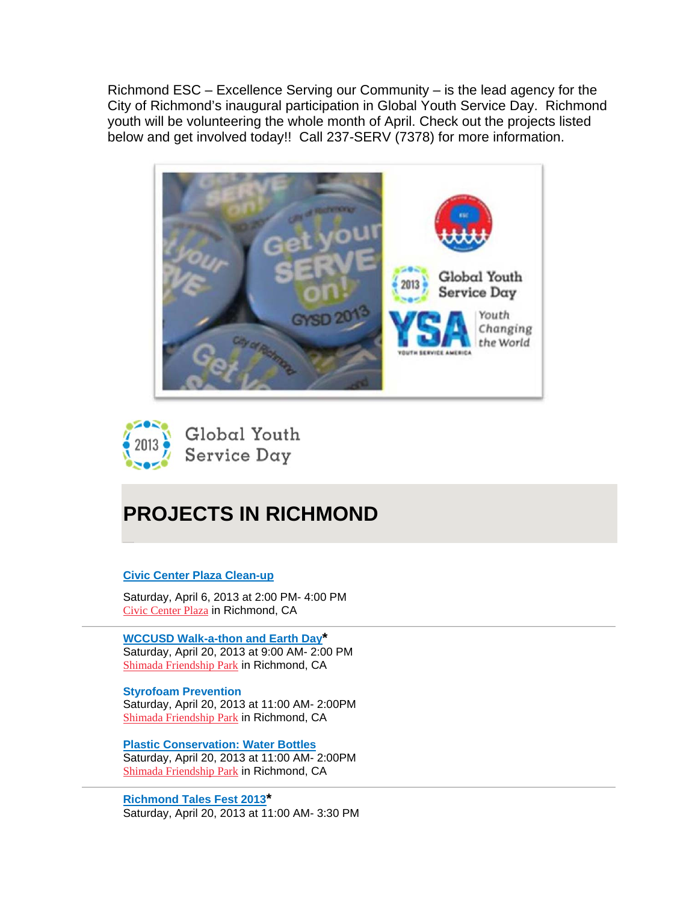Richmond ESC – Excellence Serving our Community – is the lead agency for the City of Richmond's inaugural participation in Global Youth Service Day. Richmond youth will be volunteering the whole month of April. Check out the projects listed below and get involved today!! Call 237-SERV (7378) for more information.

Global Youth Service Day

# PROJECTS IN RICHMOND

**Civic Center Plaza Clean-up**

Saturday, April 6, 2013 at 2:00 PM- 4:00 PM
Civic Center Plaza in Richmond, CA

---

**WCCUSD Walk-a-thon and Earth Day***
Saturday, April 20, 2013 at 9:00 AM- 2:00 PM
Shimada Friendship Park in Richmond, CA

**Styrofoam Prevention**
Saturday, April 20, 2013 at 11:00 AM- 2:00PM
Shimada Friendship Park in Richmond, CA

**Plastic Conservation: Water Bottles**
Saturday, April 20, 2013 at 11:00 AM- 2:00PM
Shimada Friendship Park in Richmond, CA

---

**Richmond Tales Fest 2013***
Saturday, April 20, 2013 at 11:00 AM- 3:30 PM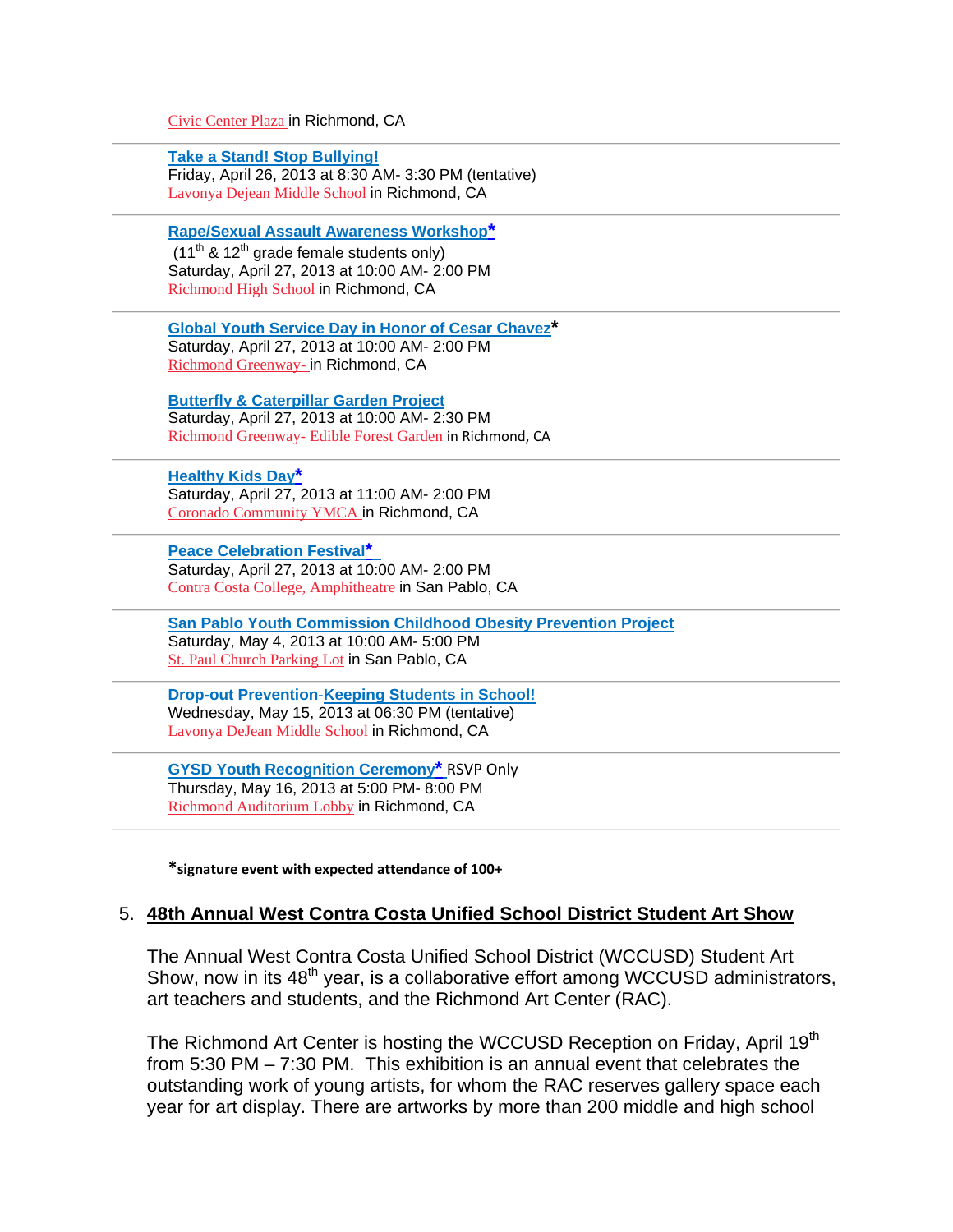Civic Center Plaza in Richmond, CA

---

**Take a Stand! Stop Bullying!**
Friday, April 26, 2013 at 8:30 AM- 3:30 PM (tentative)
Lavonya Dejean Middle School in Richmond, CA

---

**Rape/Sexual Assault Awareness Workshop***
(11th & 12th grade female students only)
Saturday, April 27, 2013 at 10:00 AM- 2:00 PM
Richmond High School in Richmond, CA

---

**Global Youth Service Day in Honor of Cesar Chavez***
Saturday, April 27, 2013 at 10:00 AM- 2:00 PM
Richmond Greenway- in Richmond, CA

**Butterfly & Caterpillar Garden Project**
Saturday, April 27, 2013 at 10:00 AM- 2:30 PM
Richmond Greenway- Edible Forest Garden in Richmond, CA

---

**Healthy Kids Day***
Saturday, April 27, 2013 at 11:00 AM- 2:00 PM
Coronado Community YMCA in Richmond, CA

---

**Peace Celebration Festival***
Saturday, April 27, 2013 at 10:00 AM- 2:00 PM
Contra Costa College, Amphitheatre in San Pablo, CA

---

**San Pablo Youth Commission Childhood Obesity Prevention Project**
Saturday, May 4, 2013 at 10:00 AM- 5:00 PM
St. Paul Church Parking Lot in San Pablo, CA

---

**Drop-out Prevention-Keeping Students in School!**
Wednesday, May 15, 2013 at 06:30 PM (tentative)
Lavonya DeJean Middle School in Richmond, CA

---

**GYSD Youth Recognition Ceremony*** RSVP Only
Thursday, May 16, 2013 at 5:00 PM- 8:00 PM
Richmond Auditorium Lobby in Richmond, CA

---

***signature event with expected attendance of 100+**

5. **48th Annual West Contra Costa Unified School District Student Art Show**

The Annual West Contra Costa Unified School District (WCCUSD) Student Art Show, now in its 48th year, is a collaborative effort among WCCUSD administrators, art teachers and students, and the Richmond Art Center (RAC).

The Richmond Art Center is hosting the WCCUSD Reception on Friday, April 19th from 5:30 PM – 7:30 PM. This exhibition is an annual event that celebrates the outstanding work of young artists, for whom the RAC reserves gallery space each year for art display. There are artworks by more than 200 middle and high school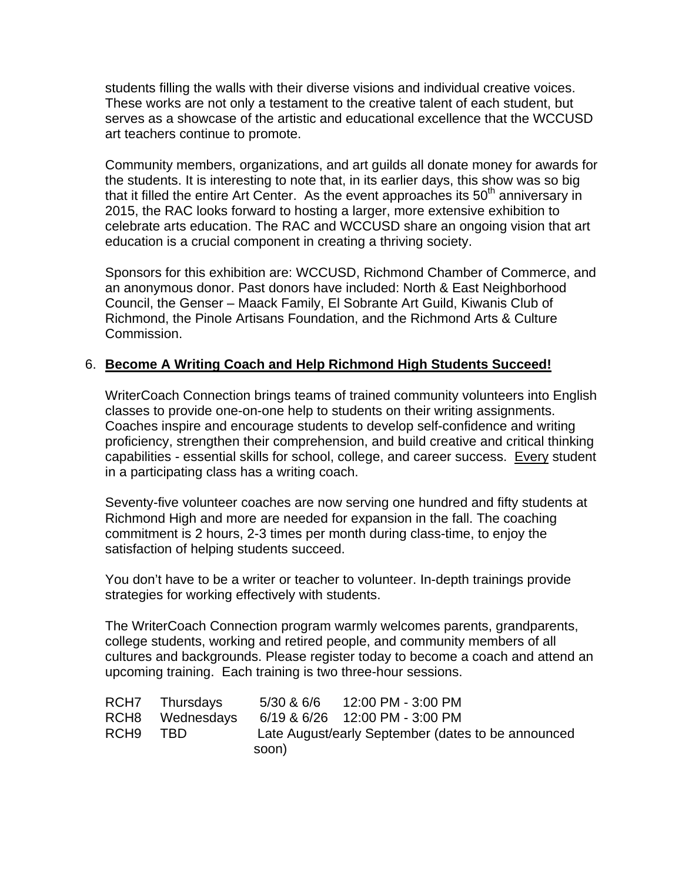students filling the walls with their diverse visions and individual creative voices. These works are not only a testament to the creative talent of each student, but serves as a showcase of the artistic and educational excellence that the WCCUSD art teachers continue to promote.

Community members, organizations, and art guilds all donate money for awards for the students. It is interesting to note that, in its earlier days, this show was so big that it filled the entire Art Center. As the event approaches its 50th anniversary in 2015, the RAC looks forward to hosting a larger, more extensive exhibition to celebrate arts education. The RAC and WCCUSD share an ongoing vision that art education is a crucial component in creating a thriving society.

Sponsors for this exhibition are: WCCUSD, Richmond Chamber of Commerce, and an anonymous donor. Past donors have included: North & East Neighborhood Council, the Genser – Maack Family, El Sobrante Art Guild, Kiwanis Club of Richmond, the Pinole Artisans Foundation, and the Richmond Arts & Culture Commission.

6. **Become A Writing Coach and Help Richmond High Students Succeed!**

WriterCoach Connection brings teams of trained community volunteers into English classes to provide one-on-one help to students on their writing assignments. Coaches inspire and encourage students to develop self-confidence and writing proficiency, strengthen their comprehension, and build creative and critical thinking capabilities - essential skills for school, college, and career success. Every student in a participating class has a writing coach.

Seventy-five volunteer coaches are now serving one hundred and fifty students at Richmond High and more are needed for expansion in the fall. The coaching commitment is 2 hours, 2-3 times per month during class-time, to enjoy the satisfaction of helping students succeed.

You don't have to be a writer or teacher to volunteer. In-depth trainings provide strategies for working effectively with students.

The WriterCoach Connection program warmly welcomes parents, grandparents, college students, working and retired people, and community members of all cultures and backgrounds. Please register today to become a coach and attend an upcoming training. Each training is two three-hour sessions.

| | | | |
|---|---|---|---|
| RCH7 | Thursdays | 5/30 & 6/6 | 12:00 PM - 3:00 PM |
| RCH8 | Wednesdays | 6/19 & 6/26 | 12:00 PM - 3:00 PM |
| RCH9 | TBD | Late August/early September (dates to be announced soon) | |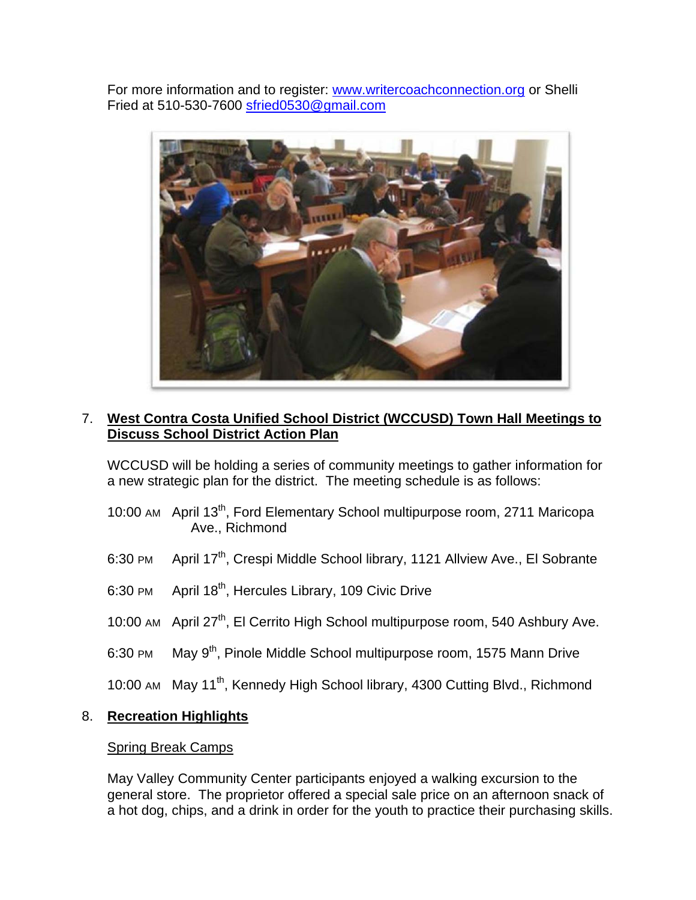For more information and to register: www.writercoachconnection.org or Shelli Fried at 510-530-7600 sfried0530@gmail.com

7. **West Contra Costa Unified School District (WCCUSD) Town Hall Meetings to Discuss School District Action Plan**

   WCCUSD will be holding a series of community meetings to gather information for a new strategic plan for the district. The meeting schedule is as follows:

   10:00 AM April 13th, Ford Elementary School multipurpose room, 2711 Maricopa Ave., Richmond

   6:30 PM April 17th, Crespi Middle School library, 1121 Allview Ave., El Sobrante

   6:30 PM April 18th, Hercules Library, 109 Civic Drive

   10:00 AM April 27th, El Cerrito High School multipurpose room, 540 Ashbury Ave.

   6:30 PM May 9th, Pinole Middle School multipurpose room, 1575 Mann Drive

   10:00 AM May 11th, Kennedy High School library, 4300 Cutting Blvd., Richmond

8. **Recreation Highlights**

   Spring Break Camps

   May Valley Community Center participants enjoyed a walking excursion to the general store. The proprietor offered a special sale price on an afternoon snack of a hot dog, chips, and a drink in order for the youth to practice their purchasing skills.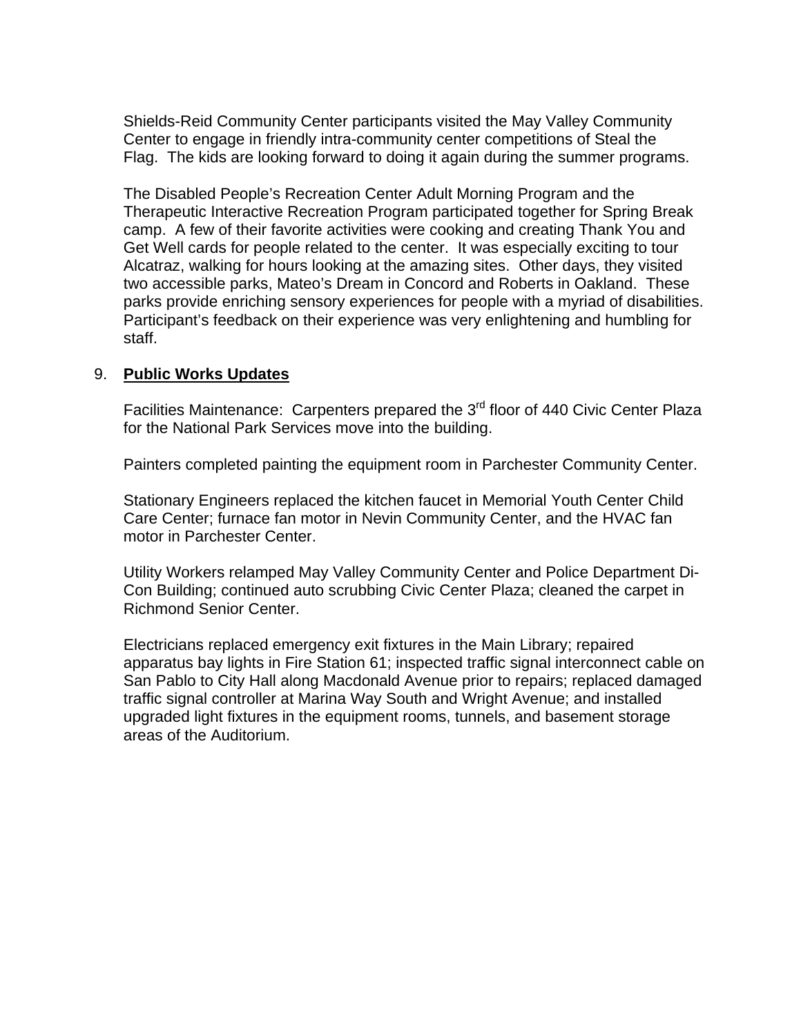Shields-Reid Community Center participants visited the May Valley Community Center to engage in friendly intra-community center competitions of Steal the Flag. The kids are looking forward to doing it again during the summer programs.

The Disabled People's Recreation Center Adult Morning Program and the Therapeutic Interactive Recreation Program participated together for Spring Break camp. A few of their favorite activities were cooking and creating Thank You and Get Well cards for people related to the center. It was especially exciting to tour Alcatraz, walking for hours looking at the amazing sites. Other days, they visited two accessible parks, Mateo's Dream in Concord and Roberts in Oakland. These parks provide enriching sensory experiences for people with a myriad of disabilities. Participant's feedback on their experience was very enlightening and humbling for staff.

9. **Public Works Updates**

Facilities Maintenance: Carpenters prepared the 3rd floor of 440 Civic Center Plaza for the National Park Services move into the building.

Painters completed painting the equipment room in Parchester Community Center.

Stationary Engineers replaced the kitchen faucet in Memorial Youth Center Child Care Center; furnace fan motor in Nevin Community Center, and the HVAC fan motor in Parchester Center.

Utility Workers relamped May Valley Community Center and Police Department Di-Con Building; continued auto scrubbing Civic Center Plaza; cleaned the carpet in Richmond Senior Center.

Electricians replaced emergency exit fixtures in the Main Library; repaired apparatus bay lights in Fire Station 61; inspected traffic signal interconnect cable on San Pablo to City Hall along Macdonald Avenue prior to repairs; replaced damaged traffic signal controller at Marina Way South and Wright Avenue; and installed upgraded light fixtures in the equipment rooms, tunnels, and basement storage areas of the Auditorium.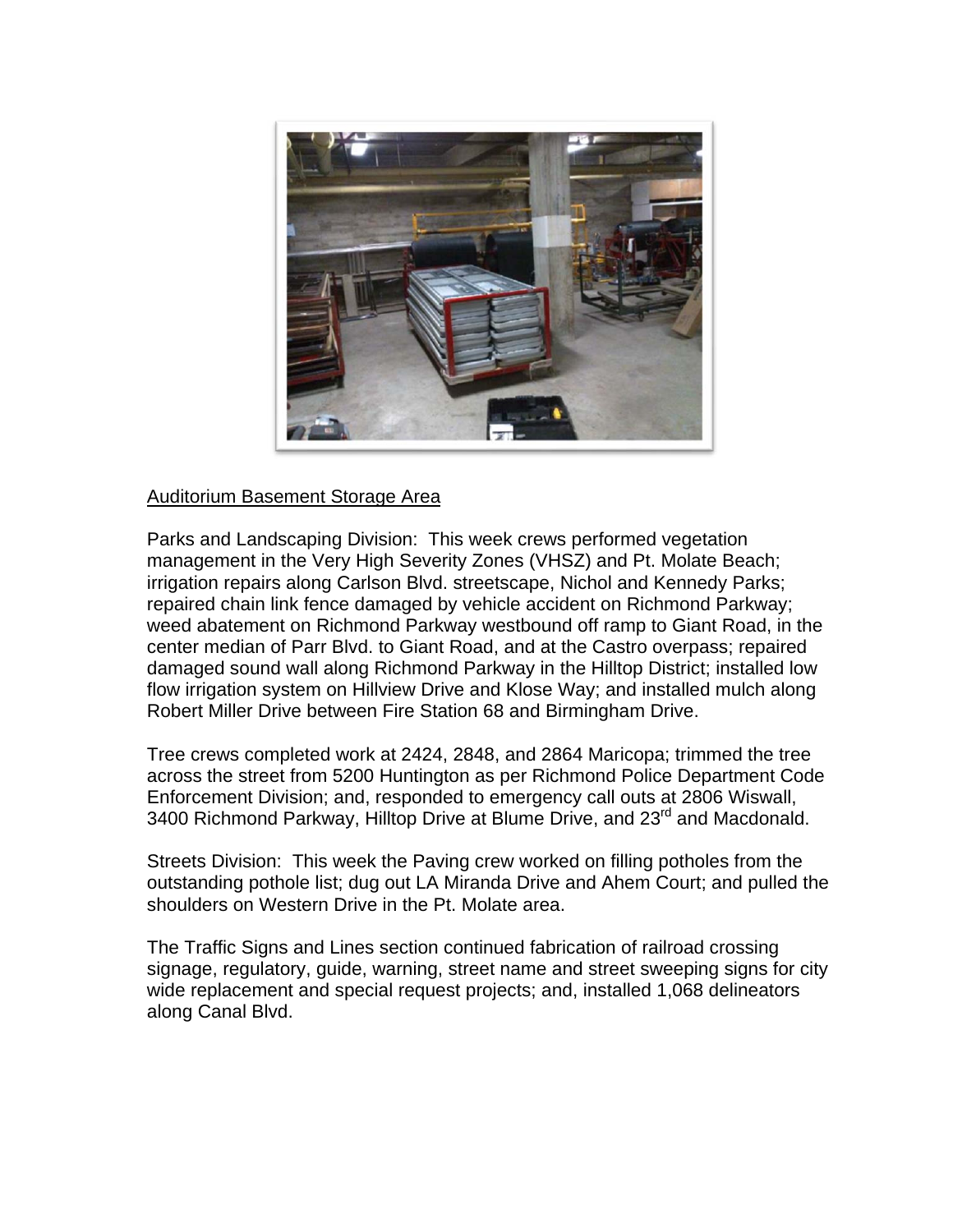Auditorium Basement Storage Area

Parks and Landscaping Division: This week crews performed vegetation management in the Very High Severity Zones (VHSZ) and Pt. Molate Beach; irrigation repairs along Carlson Blvd. streetscape, Nichol and Kennedy Parks; repaired chain link fence damaged by vehicle accident on Richmond Parkway; weed abatement on Richmond Parkway westbound off ramp to Giant Road, in the center median of Parr Blvd. to Giant Road, and at the Castro overpass; repaired damaged sound wall along Richmond Parkway in the Hilltop District; installed low flow irrigation system on Hillview Drive and Klose Way; and installed mulch along Robert Miller Drive between Fire Station 68 and Birmingham Drive.

Tree crews completed work at 2424, 2848, and 2864 Maricopa; trimmed the tree across the street from 5200 Huntington as per Richmond Police Department Code Enforcement Division; and, responded to emergency call outs at 2806 Wiswall, 3400 Richmond Parkway, Hilltop Drive at Blume Drive, and 23rd and Macdonald.

Streets Division: This week the Paving crew worked on filling potholes from the outstanding pothole list; dug out LA Miranda Drive and Ahem Court; and pulled the shoulders on Western Drive in the Pt. Molate area.

The Traffic Signs and Lines section continued fabrication of railroad crossing signage, regulatory, guide, warning, street name and street sweeping signs for city wide replacement and special request projects; and, installed 1,068 delineators along Canal Blvd.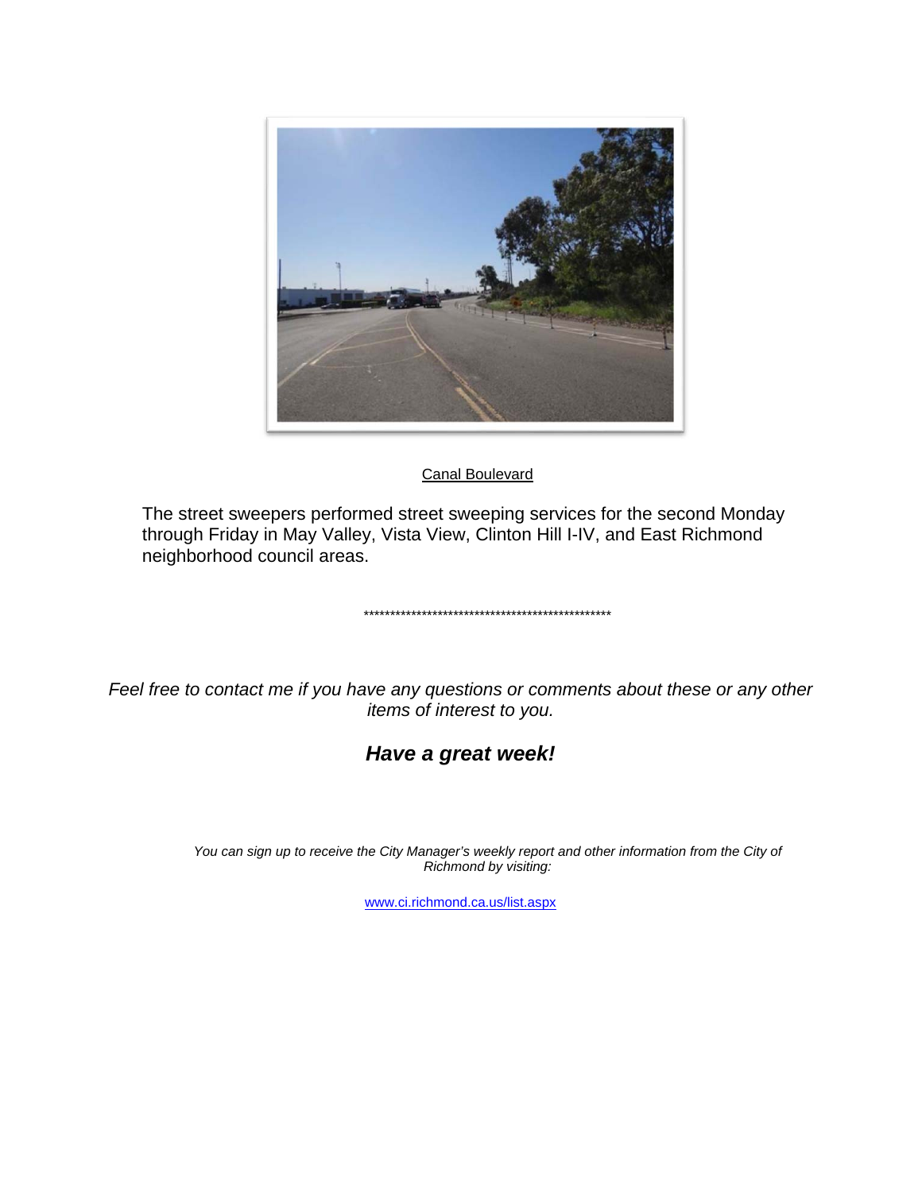Canal Boulevard

The street sweepers performed street sweeping services for the second Monday through Friday in May Valley, Vista View, Clinton Hill I-IV, and East Richmond neighborhood council areas.

************************************************

*Feel free to contact me if you have any questions or comments about these or any other items of interest to you.*

***Have a great week!***

*You can sign up to receive the City Manager's weekly report and other information from the City of Richmond by visiting:*

www.ci.richmond.ca.us/list.aspx